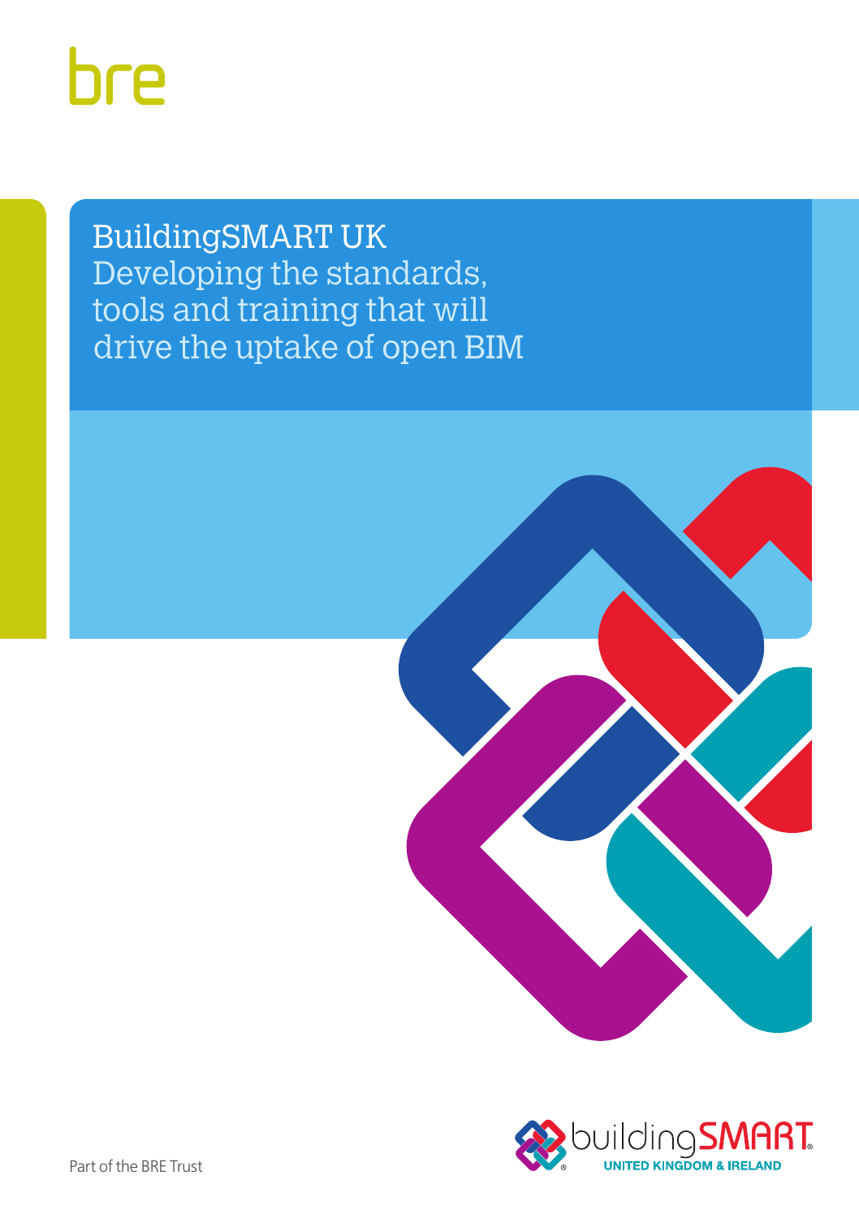bre

# BuildingSMART UK

## Developing the standards, tools and training that will drive the uptake of open BIM

Part of the BRE Trust

buildingSMART UNITED KINGDOM & IRELAND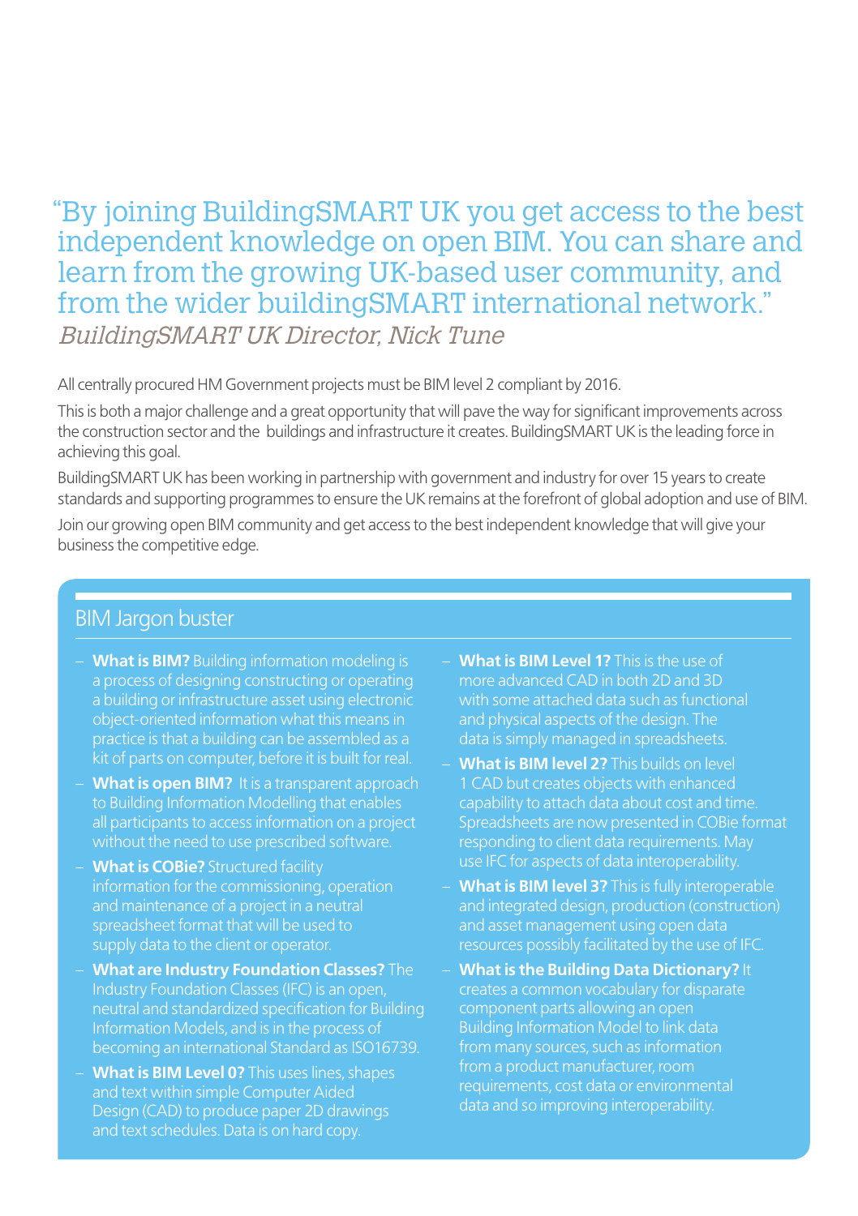"By joining BuildingSMART UK you get access to the best independent knowledge on open BIM. You can share and learn from the growing UK-based user community, and from the wider buildingSMART international network."

*BuildingSMART UK Director, Nick Tune*

All centrally procured HM Government projects must be BIM level 2 compliant by 2016.

This is both a major challenge and a great opportunity that will pave the way for significant improvements across the construction sector and the buildings and infrastructure it creates. BuildingSMART UK is the leading force in achieving this goal.

BuildingSMART UK has been working in partnership with government and industry for over 15 years to create standards and supporting programmes to ensure the UK remains at the forefront of global adoption and use of BIM.

Join our growing open BIM community and get access to the best independent knowledge that will give your business the competitive edge.

## BIM Jargon buster

- **What is BIM?** Building information modeling is a process of designing constructing or operating a building or infrastructure asset using electronic object-oriented information what this means in practice is that a building can be assembled as a kit of parts on computer, before it is built for real.
- **What is open BIM?** It is a transparent approach to Building Information Modelling that enables all participants to access information on a project without the need to use prescribed software.
- **What is COBie?** Structured facility information for the commissioning, operation and maintenance of a project in a neutral spreadsheet format that will be used to supply data to the client or operator.
- **What are Industry Foundation Classes?** The Industry Foundation Classes (IFC) is an open, neutral and standardized specification for Building Information Models, and is in the process of becoming an international Standard as ISO16739.
- **What is BIM Level 0?** This uses lines, shapes and text within simple Computer Aided Design (CAD) to produce paper 2D drawings and text schedules. Data is on hard copy.
- **What is BIM Level 1?** This is the use of more advanced CAD in both 2D and 3D with some attached data such as functional and physical aspects of the design. The data is simply managed in spreadsheets.
- **What is BIM level 2?** This builds on level 1 CAD but creates objects with enhanced capability to attach data about cost and time. Spreadsheets are now presented in COBie format responding to client data requirements. May use IFC for aspects of data interoperability.
- **What is BIM level 3?** This is fully interoperable and integrated design, production (construction) and asset management using open data resources possibly facilitated by the use of IFC.
- **What is the Building Data Dictionary?** It creates a common vocabulary for disparate component parts allowing an open Building Information Model to link data from many sources, such as information from a product manufacturer, room requirements, cost data or environmental data and so improving interoperability.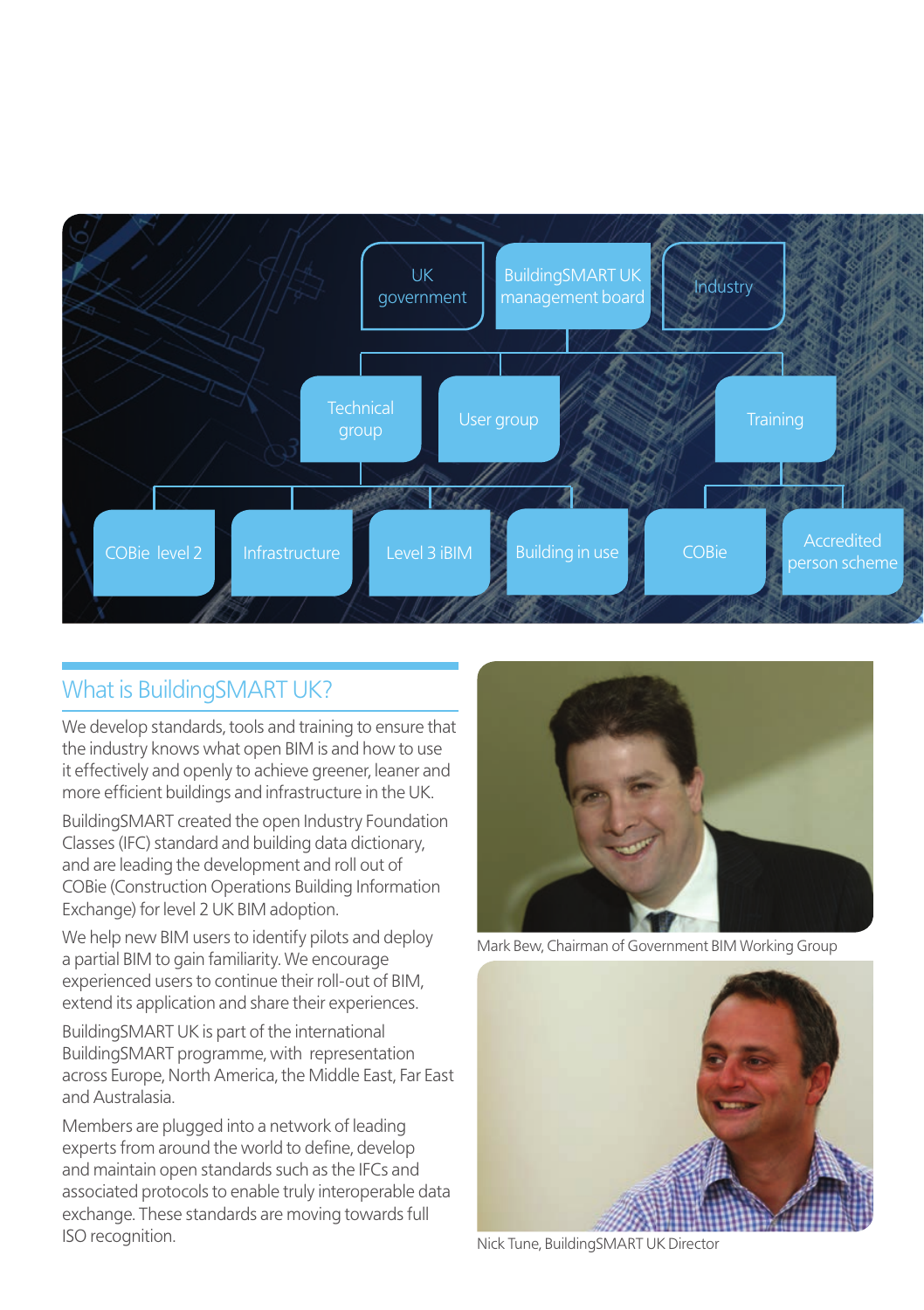UK government

BuildingSMART UK management board

Industry

Technical group

User group

Training

COBie level 2

Infrastructure

Level 3 iBIM

Building in use

COBie

Accredited person scheme

## What is BuildingSMART UK?

We develop standards, tools and training to ensure that the industry knows what open BIM is and how to use it effectively and openly to achieve greener, leaner and more efficient buildings and infrastructure in the UK.

BuildingSMART created the open Industry Foundation Classes (IFC) standard and building data dictionary, and are leading the development and roll out of COBie (Construction Operations Building Information Exchange) for level 2 UK BIM adoption.

We help new BIM users to identify pilots and deploy a partial BIM to gain familiarity. We encourage experienced users to continue their roll-out of BIM, extend its application and share their experiences.

BuildingSMART UK is part of the international BuildingSMART programme, with representation across Europe, North America, the Middle East, Far East and Australasia.

Members are plugged into a network of leading experts from around the world to define, develop and maintain open standards such as the IFCs and associated protocols to enable truly interoperable data exchange. These standards are moving towards full ISO recognition.

Mark Bew, Chairman of Government BIM Working Group

Nick Tune, BuildingSMART UK Director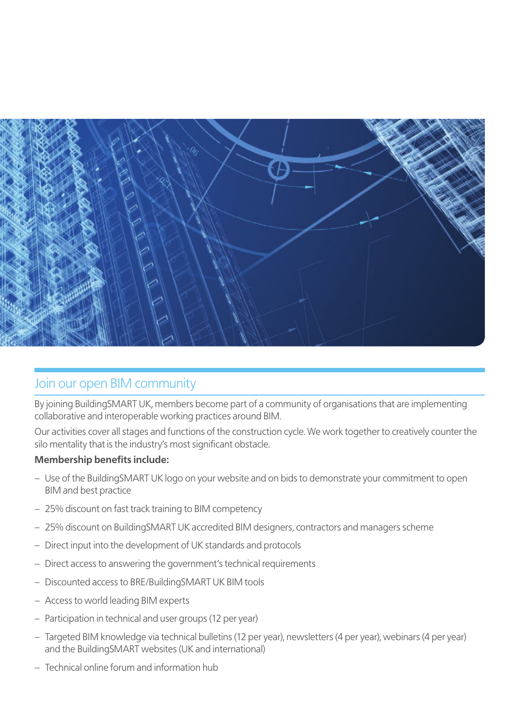## Join our open BIM community

By joining BuildingSMART UK, members become part of a community of organisations that are implementing collaborative and interoperable working practices around BIM.

Our activities cover all stages and functions of the construction cycle. We work together to creatively counter the silo mentality that is the industry's most significant obstacle.

**Membership benefits include:**

- Use of the BuildingSMART UK logo on your website and on bids to demonstrate your commitment to open BIM and best practice
- 25% discount on fast track training to BIM competency
- 25% discount on BuildingSMART UK accredited BIM designers, contractors and managers scheme
- Direct input into the development of UK standards and protocols
- Direct access to answering the government's technical requirements
- Discounted access to BRE/BuildingSMART UK BIM tools
- Access to world leading BIM experts
- Participation in technical and user groups (12 per year)
- Targeted BIM knowledge via technical bulletins (12 per year), newsletters (4 per year), webinars (4 per year) and the BuildingSMART websites (UK and international)
- Technical online forum and information hub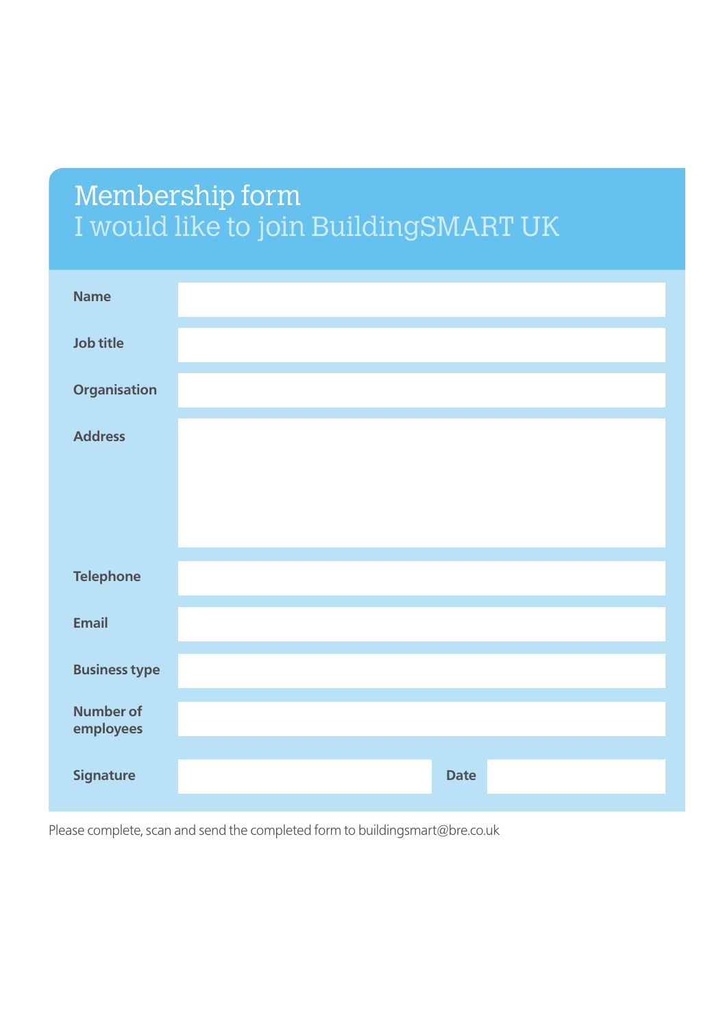# Membership form

## I would like to join BuildingSMART UK

| | |
|---|---|
| **Name** | |
| **Job title** | |
| **Organisation** | |
| **Address** | |
| **Telephone** | |
| **Email** | |
| **Business type** | |
| **Number of employees** | |

| | | | |
|---|---|---|---|
| **Signature** | | **Date** | |

Please complete, scan and send the completed form to buildingsmart@bre.co.uk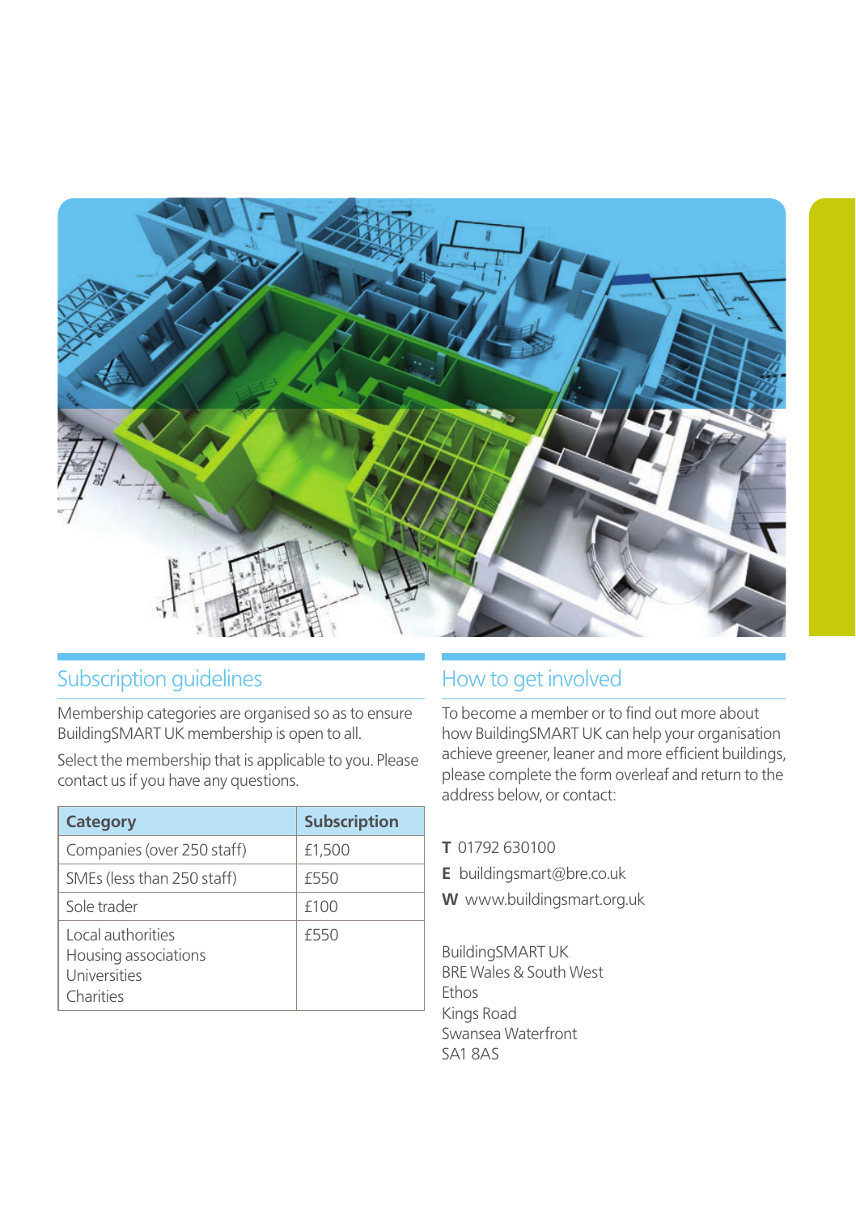## Subscription guidelines

Membership categories are organised so as to ensure BuildingSMART UK membership is open to all.

Select the membership that is applicable to you. Please contact us if you have any questions.

| Category | Subscription |
| --- | --- |
| Companies (over 250 staff) | £1,500 |
| SMEs (less than 250 staff) | £550 |
| Sole trader | £100 |
| Local authorities<br>Housing associations<br>Universities<br>Charities | £550 |

## How to get involved

To become a member or to find out more about how BuildingSMART UK can help your organisation achieve greener, leaner and more efficient buildings, please complete the form overleaf and return to the address below, or contact:

**T** 01792 630100

**E** buildingsmart@bre.co.uk

**W** www.buildingsmart.org.uk

BuildingSMART UK
BRE Wales & South West
Ethos
Kings Road
Swansea Waterfront
SA1 8AS